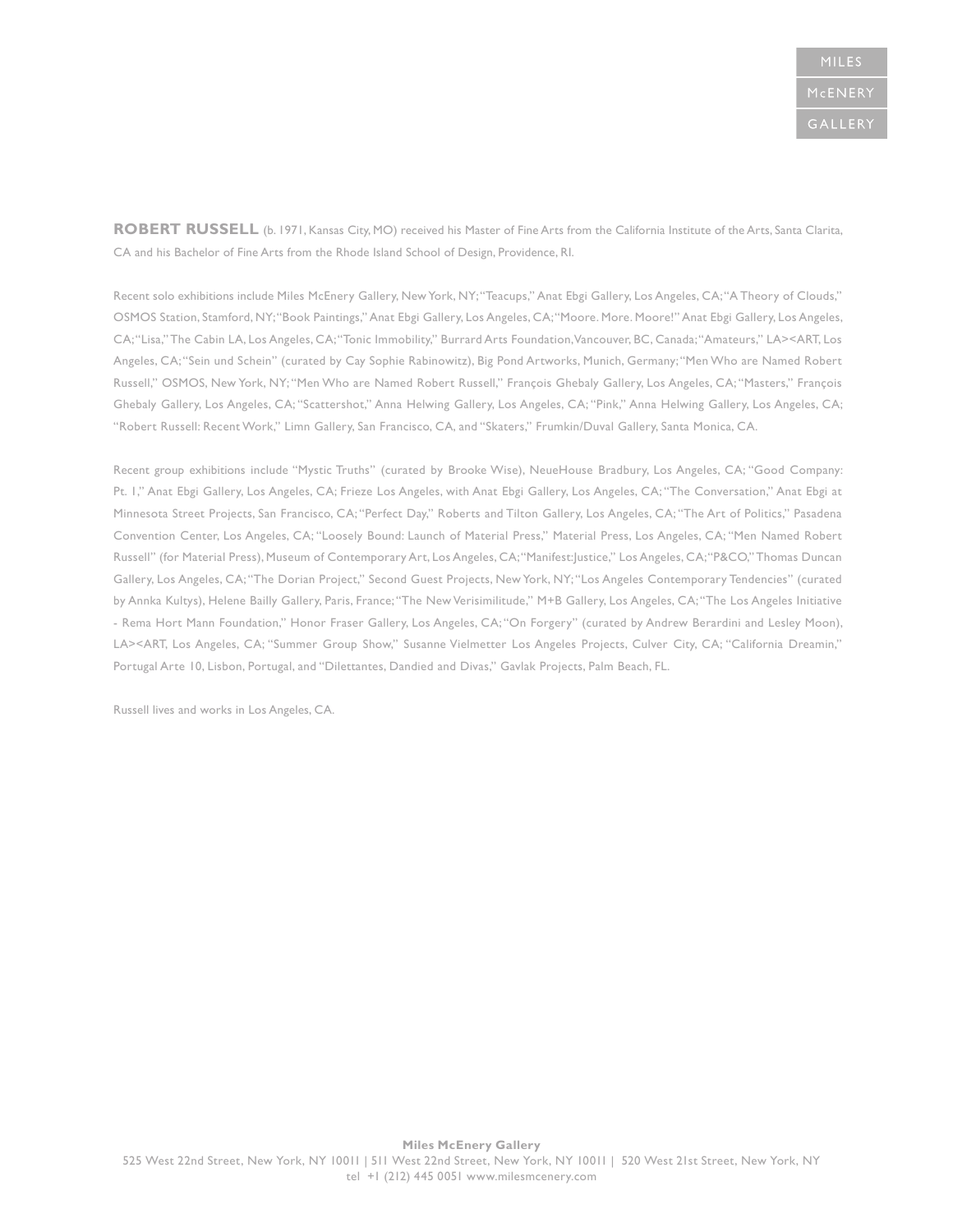**ROBERT RUSSELL** (b. 1971, Kansas City, MO) received his Master of Fine Arts from the California Institute of the Arts, Santa Clarita, CA and his Bachelor of Fine Arts from the Rhode Island School of Design, Providence, RI.

Recent solo exhibitions include Miles McEnery Gallery, New York, NY; "Teacups," Anat Ebgi Gallery, Los Angeles, CA; "A Theory of Clouds," OSMOS Station, Stamford, NY; "Book Paintings," Anat Ebgi Gallery, Los Angeles, CA; "Moore. More. Moore!" Anat Ebgi Gallery, Los Angeles, CA; "Lisa," The Cabin LA, Los Angeles, CA; "Tonic Immobility," Burrard Arts Foundation, Vancouver, BC, Canada; "Amateurs," LA><ART, Los Angeles, CA; "Sein und Schein" (curated by Cay Sophie Rabinowitz), Big Pond Artworks, Munich, Germany; "Men Who are Named Robert Russell," OSMOS, New York, NY; "Men Who are Named Robert Russell," François Ghebaly Gallery, Los Angeles, CA; "Masters," François Ghebaly Gallery, Los Angeles, CA; "Scattershot," Anna Helwing Gallery, Los Angeles, CA; "Pink," Anna Helwing Gallery, Los Angeles, CA; "Robert Russell: Recent Work," Limn Gallery, San Francisco, CA, and "Skaters," Frumkin/Duval Gallery, Santa Monica, CA.

Recent group exhibitions include "Mystic Truths" (curated by Brooke Wise), NeueHouse Bradbury, Los Angeles, CA; "Good Company: Pt. 1," Anat Ebgi Gallery, Los Angeles, CA; Frieze Los Angeles, with Anat Ebgi Gallery, Los Angeles, CA; "The Conversation," Anat Ebgi at Minnesota Street Projects, San Francisco, CA; "Perfect Day," Roberts and Tilton Gallery, Los Angeles, CA; "The Art of Politics," Pasadena Convention Center, Los Angeles, CA; "Loosely Bound: Launch of Material Press," Material Press, Los Angeles, CA; "Men Named Robert Russell" (for Material Press), Museum of Contemporary Art, Los Angeles, CA; "Manifest:Justice," Los Angeles, CA; "P&CO," Thomas Duncan Gallery, Los Angeles, CA; "The Dorian Project," Second Guest Projects, New York, NY; "Los Angeles Contemporary Tendencies" (curated by Annka Kultys), Helene Bailly Gallery, Paris, France; "The New Verisimilitude," M+B Gallery, Los Angeles, CA; "The Los Angeles Initiative - Rema Hort Mann Foundation," Honor Fraser Gallery, Los Angeles, CA; "On Forgery" (curated by Andrew Berardini and Lesley Moon), LA><ART, Los Angeles, CA; "Summer Group Show," Susanne Vielmetter Los Angeles Projects, Culver City, CA; "California Dreamin," Portugal Arte 10, Lisbon, Portugal, and "Dilettantes, Dandied and Divas," Gavlak Projects, Palm Beach, FL.

Russell lives and works in Los Angeles, CA.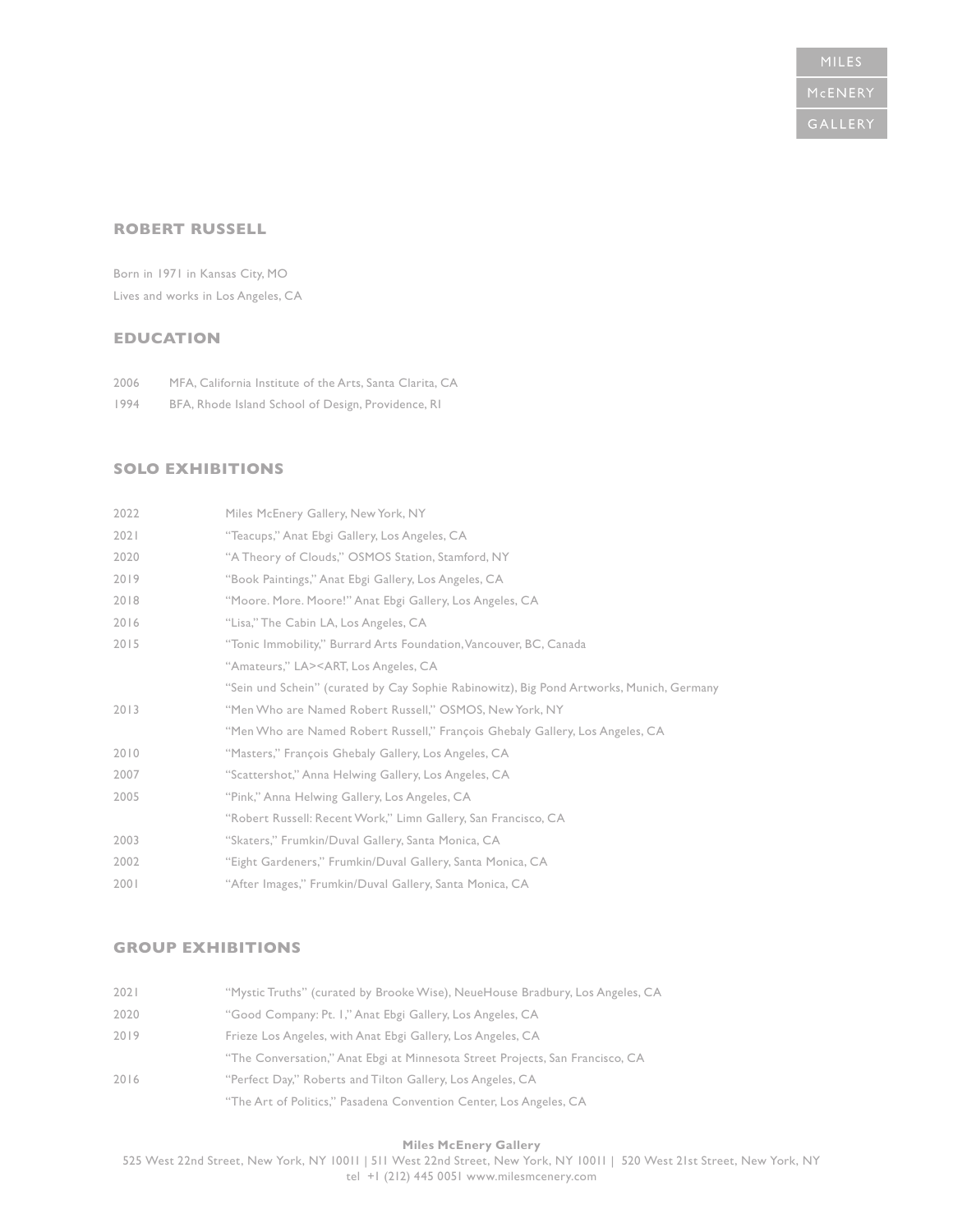# ROBERT RUSSELL

Born in 1971 in Kansas City, MO
Lives and works in Los Angeles, CA

## EDUCATION

| | |
|---|---|
| 2006 | MFA, California Institute of the Arts, Santa Clarita, CA |
| 1994 | BFA, Rhode Island School of Design, Providence, RI |

## SOLO EXHIBITIONS

| | |
|---|---|
| 2022 | Miles McEnery Gallery, New York, NY |
| 2021 | "Teacups," Anat Ebgi Gallery, Los Angeles, CA |
| 2020 | "A Theory of Clouds," OSMOS Station, Stamford, NY |
| 2019 | "Book Paintings," Anat Ebgi Gallery, Los Angeles, CA |
| 2018 | "Moore. More. Moore!" Anat Ebgi Gallery, Los Angeles, CA |
| 2016 | "Lisa," The Cabin LA, Los Angeles, CA |
| 2015 | "Tonic Immobility," Burrard Arts Foundation, Vancouver, BC, Canada |
| | "Amateurs," LA><ART, Los Angeles, CA |
| | "Sein und Schein" (curated by Cay Sophie Rabinowitz), Big Pond Artworks, Munich, Germany |
| 2013 | "Men Who are Named Robert Russell," OSMOS, New York, NY |
| | "Men Who are Named Robert Russell," François Ghebaly Gallery, Los Angeles, CA |
| 2010 | "Masters," François Ghebaly Gallery, Los Angeles, CA |
| 2007 | "Scattershot," Anna Helwing Gallery, Los Angeles, CA |
| 2005 | "Pink," Anna Helwing Gallery, Los Angeles, CA |
| | "Robert Russell: Recent Work," Limn Gallery, San Francisco, CA |
| 2003 | "Skaters," Frumkin/Duval Gallery, Santa Monica, CA |
| 2002 | "Eight Gardeners," Frumkin/Duval Gallery, Santa Monica, CA |
| 2001 | "After Images," Frumkin/Duval Gallery, Santa Monica, CA |

## GROUP EXHIBITIONS

| | |
|---|---|
| 2021 | "Mystic Truths" (curated by Brooke Wise), NeueHouse Bradbury, Los Angeles, CA |
| 2020 | "Good Company: Pt. 1," Anat Ebgi Gallery, Los Angeles, CA |
| 2019 | Frieze Los Angeles, with Anat Ebgi Gallery, Los Angeles, CA |
| | "The Conversation," Anat Ebgi at Minnesota Street Projects, San Francisco, CA |
| 2016 | "Perfect Day," Roberts and Tilton Gallery, Los Angeles, CA |
| | "The Art of Politics," Pasadena Convention Center, Los Angeles, CA |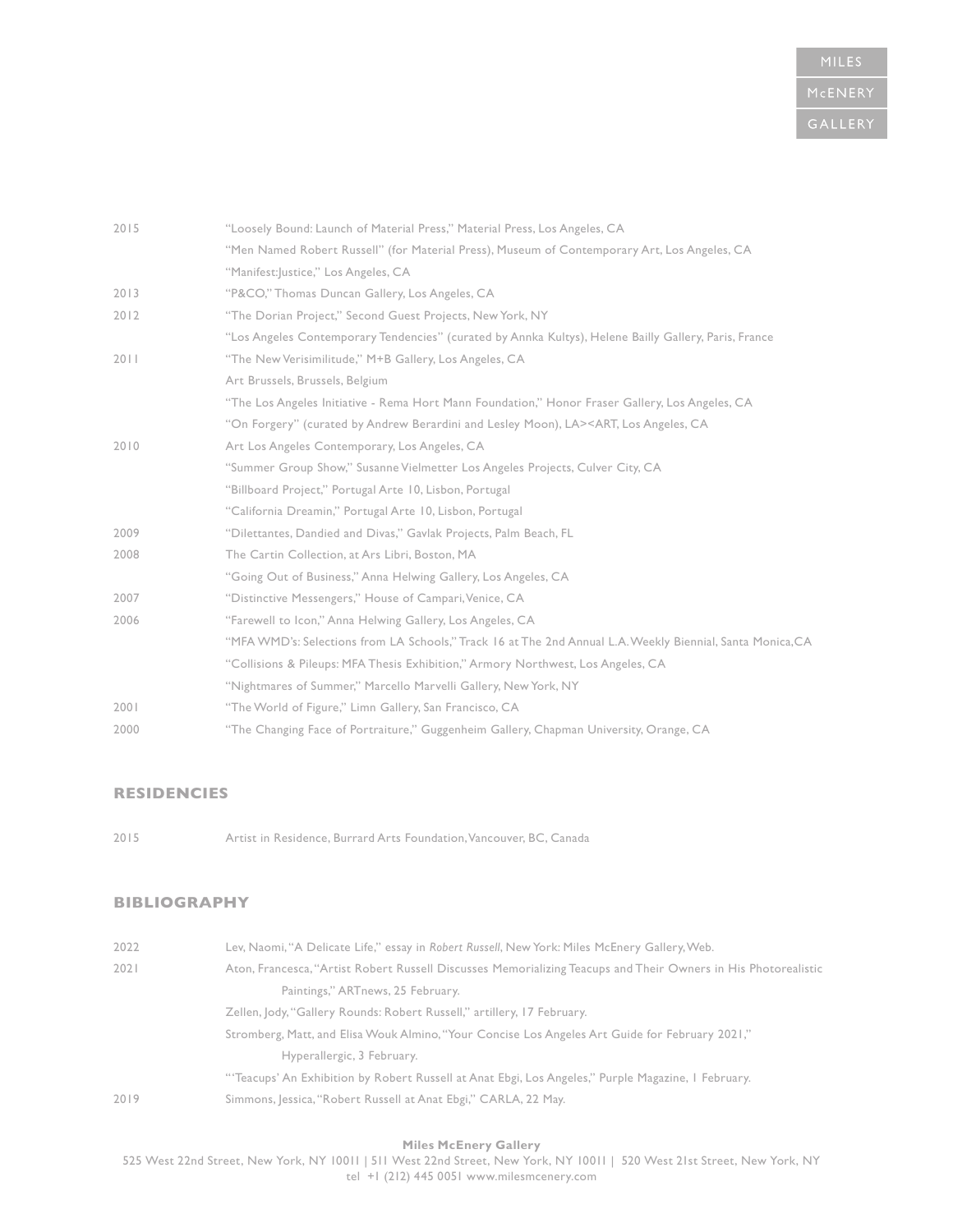| | |
|---|---|
| 2015 | "Loosely Bound: Launch of Material Press," Material Press, Los Angeles, CA |
| | "Men Named Robert Russell" (for Material Press), Museum of Contemporary Art, Los Angeles, CA |
| | "Manifest:Justice," Los Angeles, CA |
| 2013 | "P&CO," Thomas Duncan Gallery, Los Angeles, CA |
| 2012 | "The Dorian Project," Second Guest Projects, New York, NY |
| | "Los Angeles Contemporary Tendencies" (curated by Annka Kultys), Helene Bailly Gallery, Paris, France |
| 2011 | "The New Verisimilitude," M+B Gallery, Los Angeles, CA |
| | Art Brussels, Brussels, Belgium |
| | "The Los Angeles Initiative - Rema Hort Mann Foundation," Honor Fraser Gallery, Los Angeles, CA |
| | "On Forgery" (curated by Andrew Berardini and Lesley Moon), LA><ART, Los Angeles, CA |
| 2010 | Art Los Angeles Contemporary, Los Angeles, CA |
| | "Summer Group Show," Susanne Vielmetter Los Angeles Projects, Culver City, CA |
| | "Billboard Project," Portugal Arte 10, Lisbon, Portugal |
| | "California Dreamin," Portugal Arte 10, Lisbon, Portugal |
| 2009 | "Dilettantes, Dandied and Divas," Gavlak Projects, Palm Beach, FL |
| 2008 | The Cartin Collection, at Ars Libri, Boston, MA |
| | "Going Out of Business," Anna Helwing Gallery, Los Angeles, CA |
| 2007 | "Distinctive Messengers," House of Campari, Venice, CA |
| 2006 | "Farewell to Icon," Anna Helwing Gallery, Los Angeles, CA |
| | "MFA WMD's: Selections from LA Schools," Track 16 at The 2nd Annual L.A. Weekly Biennial, Santa Monica, CA |
| | "Collisions & Pileups: MFA Thesis Exhibition," Armory Northwest, Los Angeles, CA |
| | "Nightmares of Summer," Marcello Marvelli Gallery, New York, NY |
| 2001 | "The World of Figure," Limn Gallery, San Francisco, CA |
| 2000 | "The Changing Face of Portraiture," Guggenheim Gallery, Chapman University, Orange, CA |

## RESIDENCIES

| | |
|---|---|
| 2015 | Artist in Residence, Burrard Arts Foundation, Vancouver, BC, Canada |

## BIBLIOGRAPHY

| | |
|---|---|
| 2022 | Lev, Naomi, "A Delicate Life," essay in *Robert Russell*, New York: Miles McEnery Gallery, Web. |
| 2021 | Aton, Francesca, "Artist Robert Russell Discusses Memorializing Teacups and Their Owners in His Photorealistic Paintings," ARTnews, 25 February. |
| | Zellen, Jody, "Gallery Rounds: Robert Russell," artillery, 17 February. |
| | Stromberg, Matt, and Elisa Wouk Almino, "Your Concise Los Angeles Art Guide for February 2021," Hyperallergic, 3 February. |
| | "'Teacups' An Exhibition by Robert Russell at Anat Ebgi, Los Angeles," Purple Magazine, 1 February. |
| 2019 | Simmons, Jessica, "Robert Russell at Anat Ebgi," CARLA, 22 May. |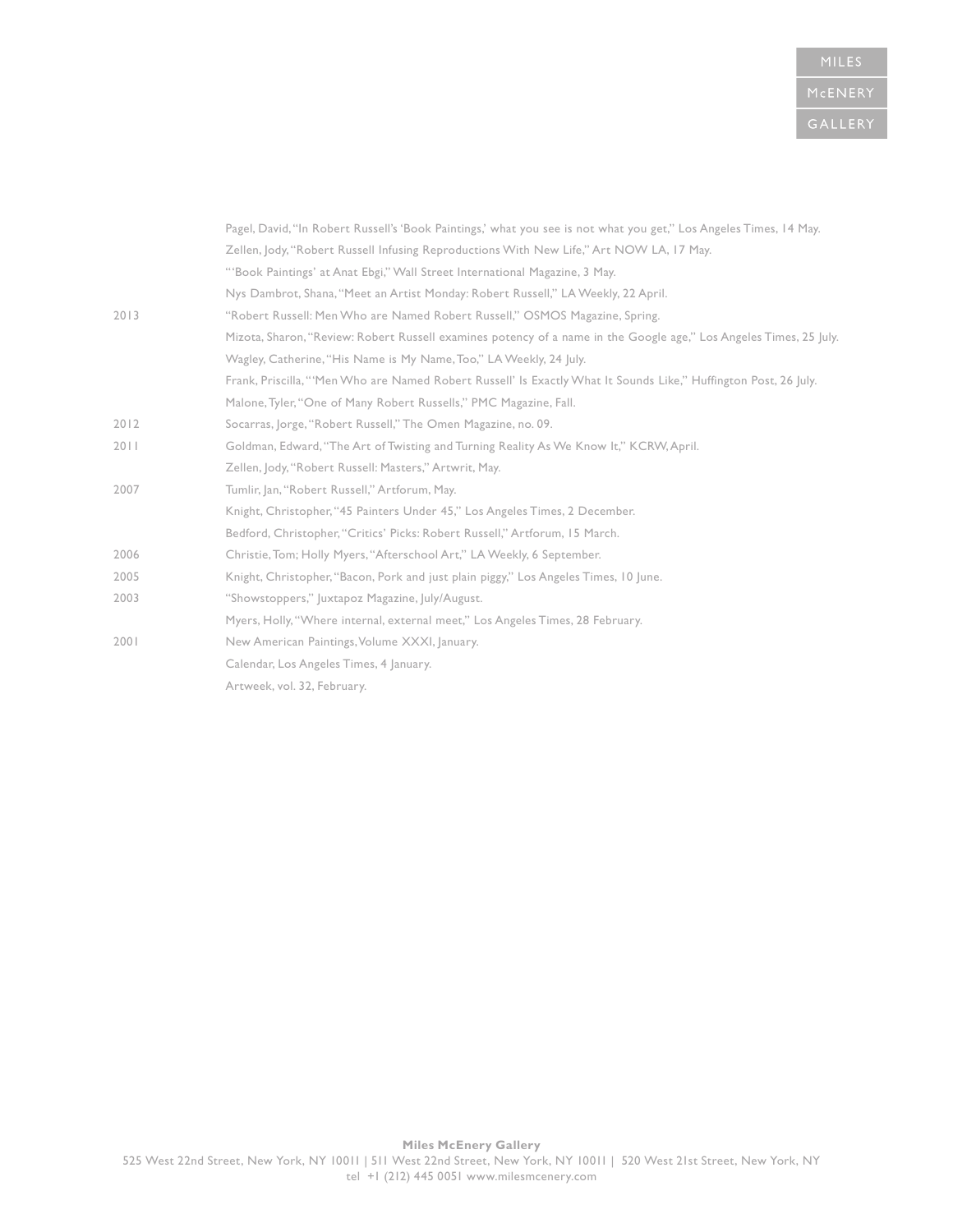| | |
|---|---|
| | Pagel, David, "In Robert Russell's 'Book Paintings,' what you see is not what you get," Los Angeles Times, 14 May. |
| | Zellen, Jody, "Robert Russell Infusing Reproductions With New Life," Art NOW LA, 17 May. |
| | "'Book Paintings' at Anat Ebgi," Wall Street International Magazine, 3 May. |
| | Nys Dambrot, Shana, "Meet an Artist Monday: Robert Russell," LA Weekly, 22 April. |
| 2013 | "Robert Russell: Men Who are Named Robert Russell," OSMOS Magazine, Spring. |
| | Mizota, Sharon, "Review: Robert Russell examines potency of a name in the Google age," Los Angeles Times, 25 July. |
| | Wagley, Catherine, "His Name is My Name, Too," LA Weekly, 24 July. |
| | Frank, Priscilla, "'Men Who are Named Robert Russell' Is Exactly What It Sounds Like," Huffington Post, 26 July. |
| | Malone, Tyler, "One of Many Robert Russells," PMC Magazine, Fall. |
| 2012 | Socarras, Jorge, "Robert Russell," The Omen Magazine, no. 09. |
| 2011 | Goldman, Edward, "The Art of Twisting and Turning Reality As We Know It," KCRW, April. |
| | Zellen, Jody, "Robert Russell: Masters," Artwrit, May. |
| 2007 | Tumlir, Jan, "Robert Russell," Artforum, May. |
| | Knight, Christopher, "45 Painters Under 45," Los Angeles Times, 2 December. |
| | Bedford, Christopher, "Critics' Picks: Robert Russell," Artforum, 15 March. |
| 2006 | Christie, Tom; Holly Myers, "Afterschool Art," LA Weekly, 6 September. |
| 2005 | Knight, Christopher, "Bacon, Pork and just plain piggy," Los Angeles Times, 10 June. |
| 2003 | "Showstoppers," Juxtapoz Magazine, July/August. |
| | Myers, Holly, "Where internal, external meet," Los Angeles Times, 28 February. |
| 2001 | New American Paintings, Volume XXXI, January. |
| | Calendar, Los Angeles Times, 4 January. |
| | Artweek, vol. 32, February. |